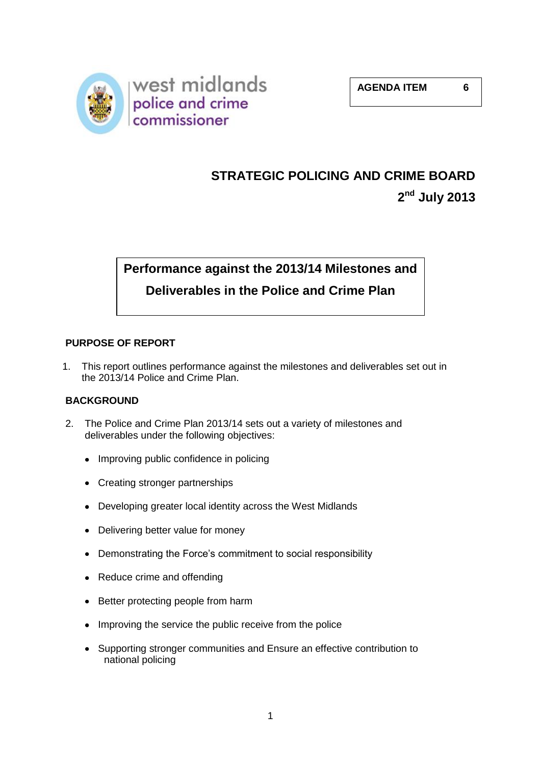west midlands police and crime commissioner

**AGENDA ITEM 6**

# STRATEGIC POLICING AND CRIME BOARD

## 2nd July 2013

# Performance against the 2013/14 Milestones and Deliverables in the Police and Crime Plan

## PURPOSE OF REPORT

1. This report outlines performance against the milestones and deliverables set out in the 2013/14 Police and Crime Plan.

## BACKGROUND

2. The Police and Crime Plan 2013/14 sets out a variety of milestones and deliverables under the following objectives:

   - Improving public confidence in policing
   - Creating stronger partnerships
   - Developing greater local identity across the West Midlands
   - Delivering better value for money
   - Demonstrating the Force's commitment to social responsibility
   - Reduce crime and offending
   - Better protecting people from harm
   - Improving the service the public receive from the police
   - Supporting stronger communities and Ensure an effective contribution to national policing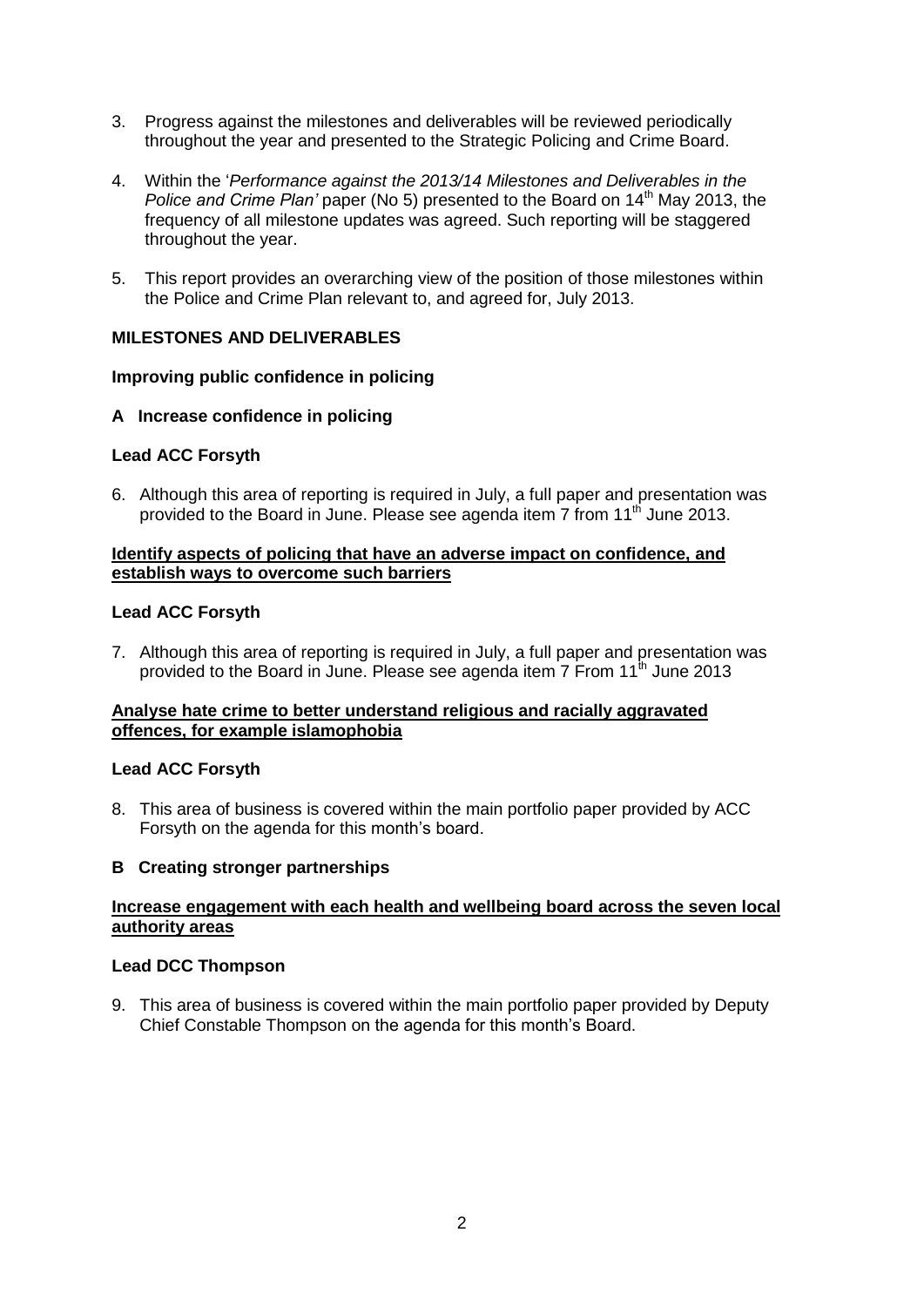3. Progress against the milestones and deliverables will be reviewed periodically throughout the year and presented to the Strategic Policing and Crime Board.

4. Within the '*Performance against the 2013/14 Milestones and Deliverables in the Police and Crime Plan'* paper (No 5) presented to the Board on 14th May 2013, the frequency of all milestone updates was agreed. Such reporting will be staggered throughout the year.

5. This report provides an overarching view of the position of those milestones within the Police and Crime Plan relevant to, and agreed for, July 2013.

**MILESTONES AND DELIVERABLES**

**Improving public confidence in policing**

**A Increase confidence in policing**

**Lead ACC Forsyth**

6. Although this area of reporting is required in July, a full paper and presentation was provided to the Board in June. Please see agenda item 7 from 11th June 2013.

**Identify aspects of policing that have an adverse impact on confidence, and establish ways to overcome such barriers**

**Lead ACC Forsyth**

7. Although this area of reporting is required in July, a full paper and presentation was provided to the Board in June. Please see agenda item 7 From 11th June 2013

**Analyse hate crime to better understand religious and racially aggravated offences, for example islamophobia**

**Lead ACC Forsyth**

8. This area of business is covered within the main portfolio paper provided by ACC Forsyth on the agenda for this month's board.

**B Creating stronger partnerships**

**Increase engagement with each health and wellbeing board across the seven local authority areas**

**Lead DCC Thompson**

9. This area of business is covered within the main portfolio paper provided by Deputy Chief Constable Thompson on the agenda for this month's Board.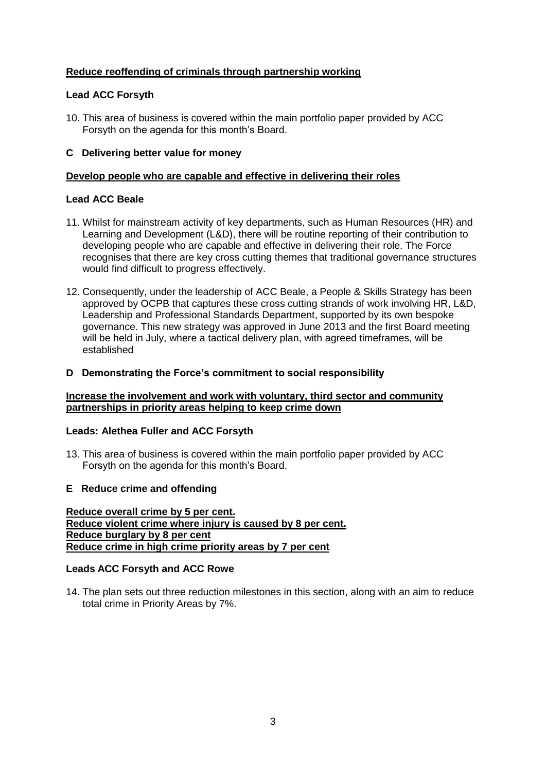**Reduce reoffending of criminals through partnership working**

**Lead ACC Forsyth**

10. This area of business is covered within the main portfolio paper provided by ACC Forsyth on the agenda for this month's Board.

## C Delivering better value for money

**Develop people who are capable and effective in delivering their roles**

**Lead ACC Beale**

11. Whilst for mainstream activity of key departments, such as Human Resources (HR) and Learning and Development (L&D), there will be routine reporting of their contribution to developing people who are capable and effective in delivering their role. The Force recognises that there are key cross cutting themes that traditional governance structures would find difficult to progress effectively.

12. Consequently, under the leadership of ACC Beale, a People & Skills Strategy has been approved by OCPB that captures these cross cutting strands of work involving HR, L&D, Leadership and Professional Standards Department, supported by its own bespoke governance. This new strategy was approved in June 2013 and the first Board meeting will be held in July, where a tactical delivery plan, with agreed timeframes, will be established

## D Demonstrating the Force's commitment to social responsibility

**Increase the involvement and work with voluntary, third sector and community partnerships in priority areas helping to keep crime down**

**Leads: Alethea Fuller and ACC Forsyth**

13. This area of business is covered within the main portfolio paper provided by ACC Forsyth on the agenda for this month's Board.

## E Reduce crime and offending

**Reduce overall crime by 5 per cent.**
**Reduce violent crime where injury is caused by 8 per cent.**
**Reduce burglary by 8 per cent**
**Reduce crime in high crime priority areas by 7 per cent**

**Leads ACC Forsyth and ACC Rowe**

14. The plan sets out three reduction milestones in this section, along with an aim to reduce total crime in Priority Areas by 7%.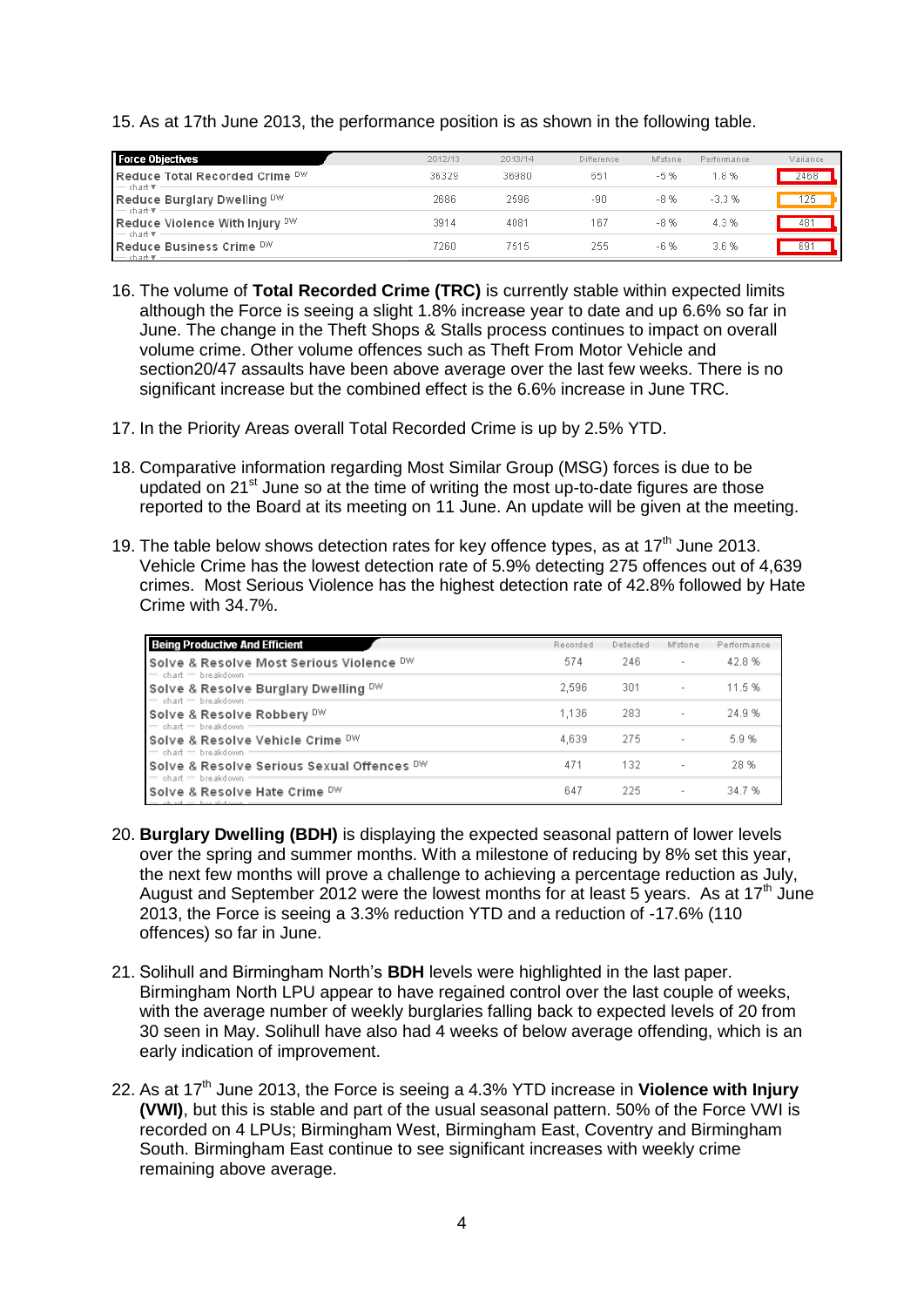15. As at 17th June 2013, the performance position is as shown in the following table.

| Force Objectives | 2012/13 | 2013/14 | Difference | M'stone | Performance | Variance |
|---|---|---|---|---|---|---|
| Reduce Total Recorded Crime DW | 36329 | 36980 | 651 | -5 % | 1.8 % | 2468 |
| Reduce Burglary Dwelling DW | 2686 | 2596 | -90 | -8 % | -3.3 % | 125 |
| Reduce Violence With Injury DW | 3914 | 4081 | 167 | -8 % | 4.3 % | 481 |
| Reduce Business Crime DW | 7260 | 7515 | 255 | -6 % | 3.6 % | 691 |

16. The volume of **Total Recorded Crime (TRC)** is currently stable within expected limits although the Force is seeing a slight 1.8% increase year to date and up 6.6% so far in June. The change in the Theft Shops & Stalls process continues to impact on overall volume crime. Other volume offences such as Theft From Motor Vehicle and section20/47 assaults have been above average over the last few weeks. There is no significant increase but the combined effect is the 6.6% increase in June TRC.

17. In the Priority Areas overall Total Recorded Crime is up by 2.5% YTD.

18. Comparative information regarding Most Similar Group (MSG) forces is due to be updated on 21st June so at the time of writing the most up-to-date figures are those reported to the Board at its meeting on 11 June. An update will be given at the meeting.

19. The table below shows detection rates for key offence types, as at 17th June 2013. Vehicle Crime has the lowest detection rate of 5.9% detecting 275 offences out of 4,639 crimes. Most Serious Violence has the highest detection rate of 42.8% followed by Hate Crime with 34.7%.

| Being Productive And Efficient | Recorded | Detected | M'stone | Performance |
|---|---|---|---|---|
| Solve & Resolve Most Serious Violence DW | 574 | 246 | - | 42.8 % |
| Solve & Resolve Burglary Dwelling DW | 2,596 | 301 | - | 11.5 % |
| Solve & Resolve Robbery DW | 1,136 | 283 | - | 24.9 % |
| Solve & Resolve Vehicle Crime DW | 4,639 | 275 | - | 5.9 % |
| Solve & Resolve Serious Sexual Offences DW | 471 | 132 | - | 28 % |
| Solve & Resolve Hate Crime DW | 647 | 225 | - | 34.7 % |

20. **Burglary Dwelling (BDH)** is displaying the expected seasonal pattern of lower levels over the spring and summer months. With a milestone of reducing by 8% set this year, the next few months will prove a challenge to achieving a percentage reduction as July, August and September 2012 were the lowest months for at least 5 years. As at 17th June 2013, the Force is seeing a 3.3% reduction YTD and a reduction of -17.6% (110 offences) so far in June.

21. Solihull and Birmingham North's **BDH** levels were highlighted in the last paper. Birmingham North LPU appear to have regained control over the last couple of weeks, with the average number of weekly burglaries falling back to expected levels of 20 from 30 seen in May. Solihull have also had 4 weeks of below average offending, which is an early indication of improvement.

22. As at 17th June 2013, the Force is seeing a 4.3% YTD increase in **Violence with Injury (VWI)**, but this is stable and part of the usual seasonal pattern. 50% of the Force VWI is recorded on 4 LPUs; Birmingham West, Birmingham East, Coventry and Birmingham South. Birmingham East continue to see significant increases with weekly crime remaining above average.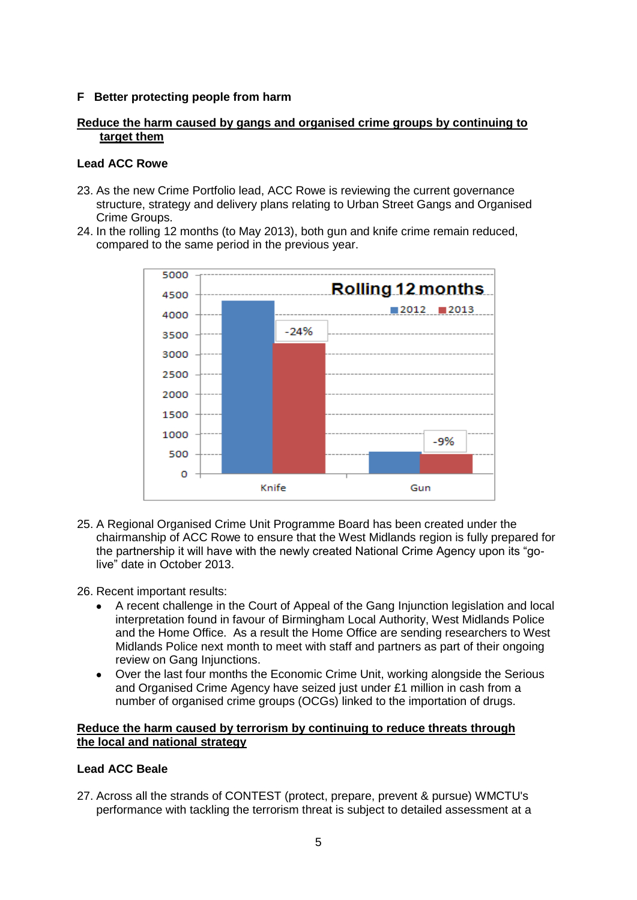## F Better protecting people from harm

**Reduce the harm caused by gangs and organised crime groups by continuing to target them**

**Lead ACC Rowe**

23. As the new Crime Portfolio lead, ACC Rowe is reviewing the current governance structure, strategy and delivery plans relating to Urban Street Gangs and Organised Crime Groups.
24. In the rolling 12 months (to May 2013), both gun and knife crime remain reduced, compared to the same period in the previous year.

Rolling 12 months

| | 2012 | 2013 | Change |
|---|---|---|---|
| Knife | | | -24% |
| Gun | | | -9% |

25. A Regional Organised Crime Unit Programme Board has been created under the chairmanship of ACC Rowe to ensure that the West Midlands region is fully prepared for the partnership it will have with the newly created National Crime Agency upon its "go-live" date in October 2013.

26. Recent important results:
    - A recent challenge in the Court of Appeal of the Gang Injunction legislation and local interpretation found in favour of Birmingham Local Authority, West Midlands Police and the Home Office. As a result the Home Office are sending researchers to West Midlands Police next month to meet with staff and partners as part of their ongoing review on Gang Injunctions.
    - Over the last four months the Economic Crime Unit, working alongside the Serious and Organised Crime Agency have seized just under £1 million in cash from a number of organised crime groups (OCGs) linked to the importation of drugs.

**Reduce the harm caused by terrorism by continuing to reduce threats through the local and national strategy**

**Lead ACC Beale**

27. Across all the strands of CONTEST (protect, prepare, prevent & pursue) WMCTU's performance with tackling the terrorism threat is subject to detailed assessment at a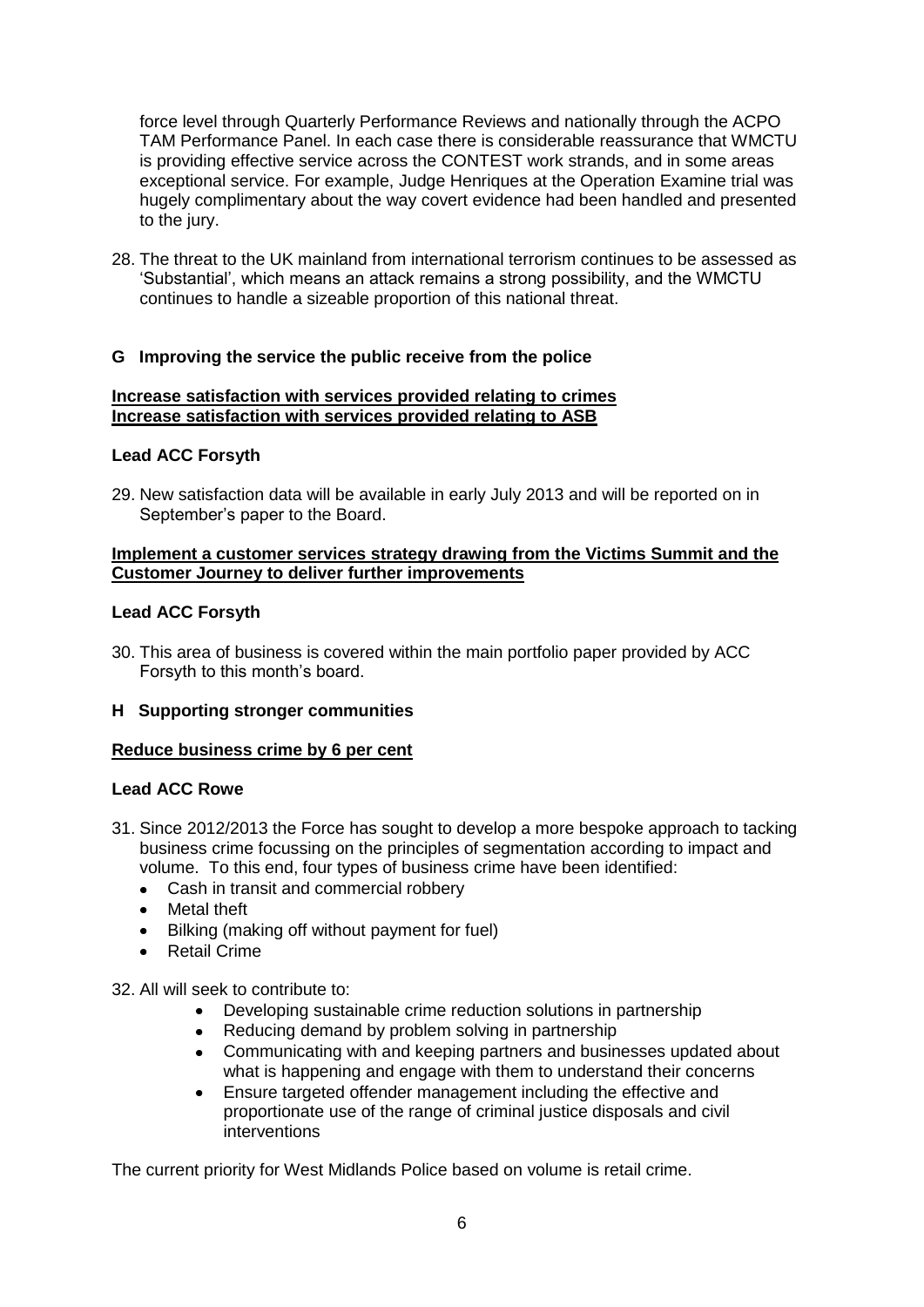force level through Quarterly Performance Reviews and nationally through the ACPO TAM Performance Panel. In each case there is considerable reassurance that WMCTU is providing effective service across the CONTEST work strands, and in some areas exceptional service. For example, Judge Henriques at the Operation Examine trial was hugely complimentary about the way covert evidence had been handled and presented to the jury.

28. The threat to the UK mainland from international terrorism continues to be assessed as 'Substantial', which means an attack remains a strong possibility, and the WMCTU continues to handle a sizeable proportion of this national threat.

## G Improving the service the public receive from the police

**Increase satisfaction with services provided relating to crimes**
**Increase satisfaction with services provided relating to ASB**

**Lead ACC Forsyth**

29. New satisfaction data will be available in early July 2013 and will be reported on in September's paper to the Board.

**Implement a customer services strategy drawing from the Victims Summit and the Customer Journey to deliver further improvements**

**Lead ACC Forsyth**

30. This area of business is covered within the main portfolio paper provided by ACC Forsyth to this month's board.

## H Supporting stronger communities

**Reduce business crime by 6 per cent**

**Lead ACC Rowe**

31. Since 2012/2013 the Force has sought to develop a more bespoke approach to tacking business crime focussing on the principles of segmentation according to impact and volume. To this end, four types of business crime have been identified:
    - Cash in transit and commercial robbery
    - Metal theft
    - Bilking (making off without payment for fuel)
    - Retail Crime

32. All will seek to contribute to:
    - Developing sustainable crime reduction solutions in partnership
    - Reducing demand by problem solving in partnership
    - Communicating with and keeping partners and businesses updated about what is happening and engage with them to understand their concerns
    - Ensure targeted offender management including the effective and proportionate use of the range of criminal justice disposals and civil interventions

The current priority for West Midlands Police based on volume is retail crime.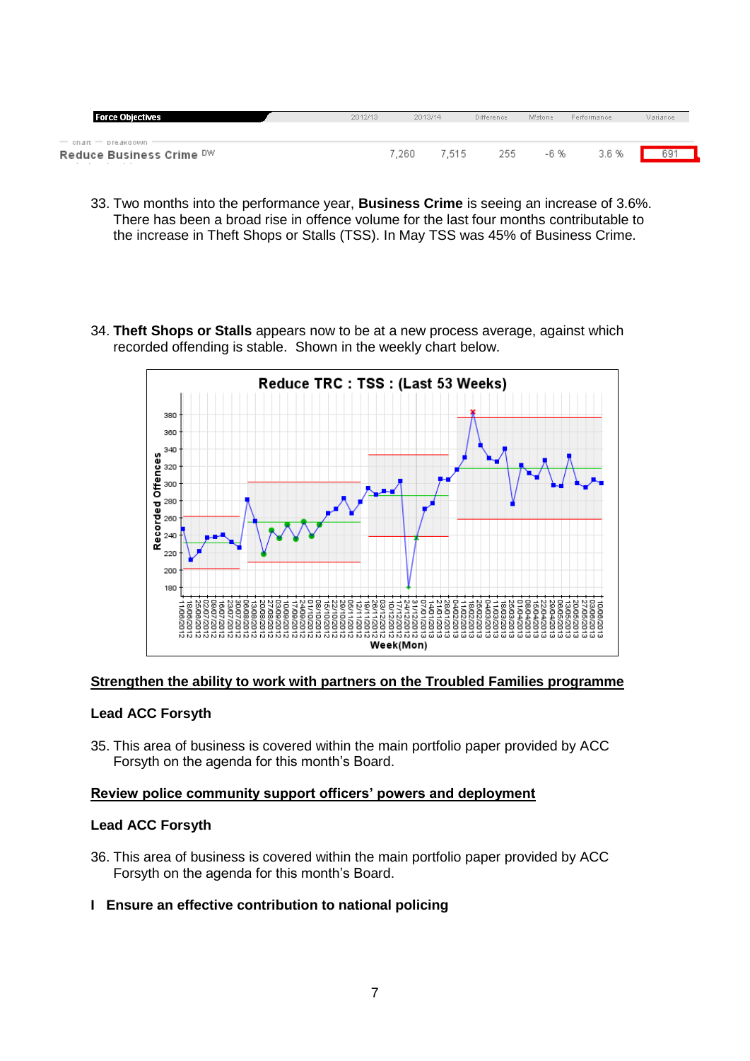| Force Objectives | 2012/13 | 2013/14 | Difference | M'stone | Performance | Variance |
| --- | --- | --- | --- | --- | --- | --- |
| Reduce Business Crime DW | 7,260 | 7,515 | 255 | -6 % | 3.6 % | 691 |

33. Two months into the performance year, **Business Crime** is seeing an increase of 3.6%. There has been a broad rise in offence volume for the last four months contributable to the increase in Theft Shops or Stalls (TSS). In May TSS was 45% of Business Crime.

34. **Theft Shops or Stalls** appears now to be at a new process average, against which recorded offending is stable. Shown in the weekly chart below.

**Strengthen the ability to work with partners on the Troubled Families programme**

**Lead ACC Forsyth**

35. This area of business is covered within the main portfolio paper provided by ACC Forsyth on the agenda for this month's Board.

**Review police community support officers' powers and deployment**

**Lead ACC Forsyth**

36. This area of business is covered within the main portfolio paper provided by ACC Forsyth on the agenda for this month's Board.

**I Ensure an effective contribution to national policing**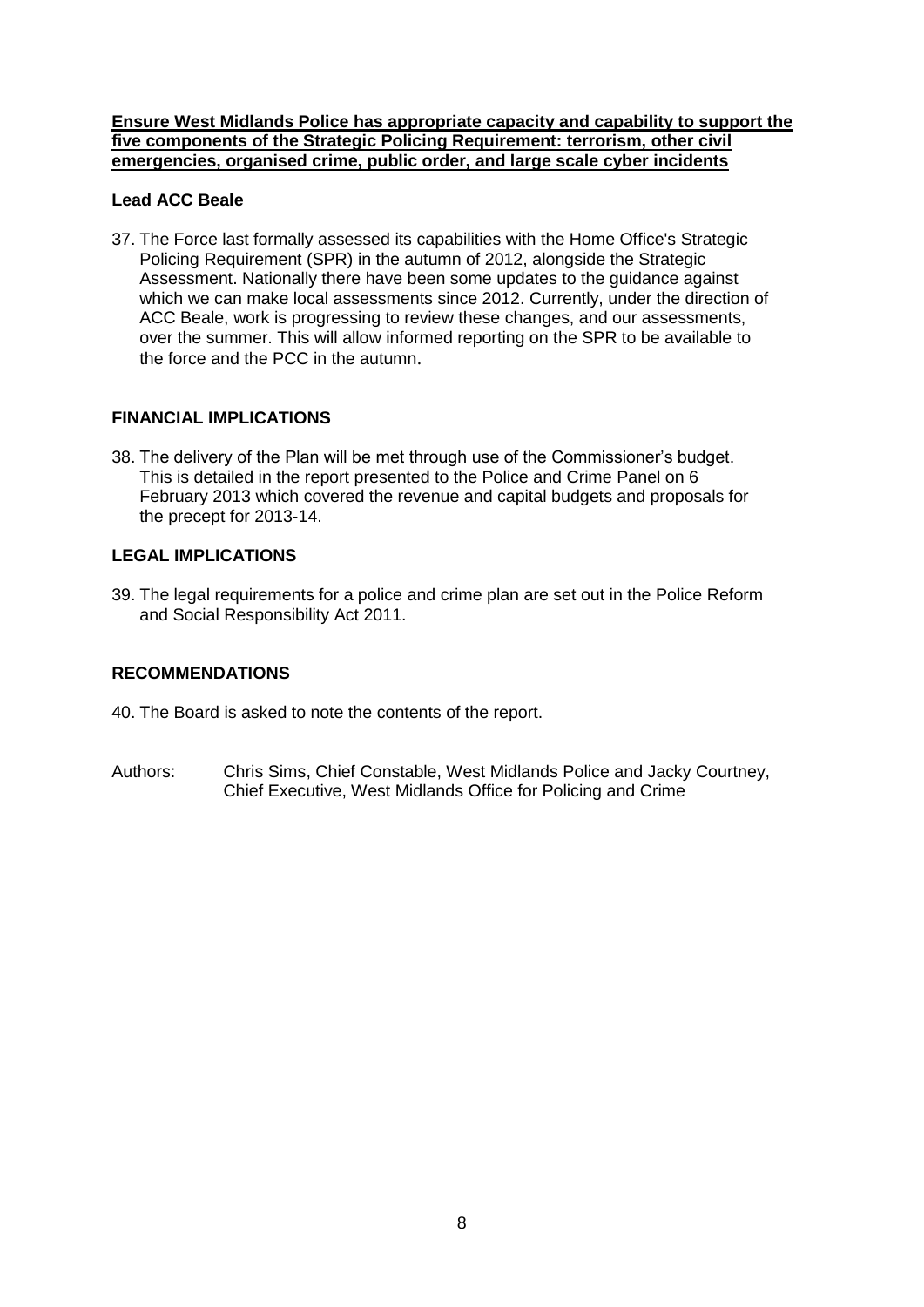**Ensure West Midlands Police has appropriate capacity and capability to support the five components of the Strategic Policing Requirement: terrorism, other civil emergencies, organised crime, public order, and large scale cyber incidents**

**Lead ACC Beale**

37. The Force last formally assessed its capabilities with the Home Office's Strategic Policing Requirement (SPR) in the autumn of 2012, alongside the Strategic Assessment. Nationally there have been some updates to the guidance against which we can make local assessments since 2012. Currently, under the direction of ACC Beale, work is progressing to review these changes, and our assessments, over the summer. This will allow informed reporting on the SPR to be available to the force and the PCC in the autumn.

### FINANCIAL IMPLICATIONS

38. The delivery of the Plan will be met through use of the Commissioner's budget. This is detailed in the report presented to the Police and Crime Panel on 6 February 2013 which covered the revenue and capital budgets and proposals for the precept for 2013-14.

### LEGAL IMPLICATIONS

39. The legal requirements for a police and crime plan are set out in the Police Reform and Social Responsibility Act 2011.

### RECOMMENDATIONS

40. The Board is asked to note the contents of the report.

Authors: Chris Sims, Chief Constable, West Midlands Police and Jacky Courtney, Chief Executive, West Midlands Office for Policing and Crime